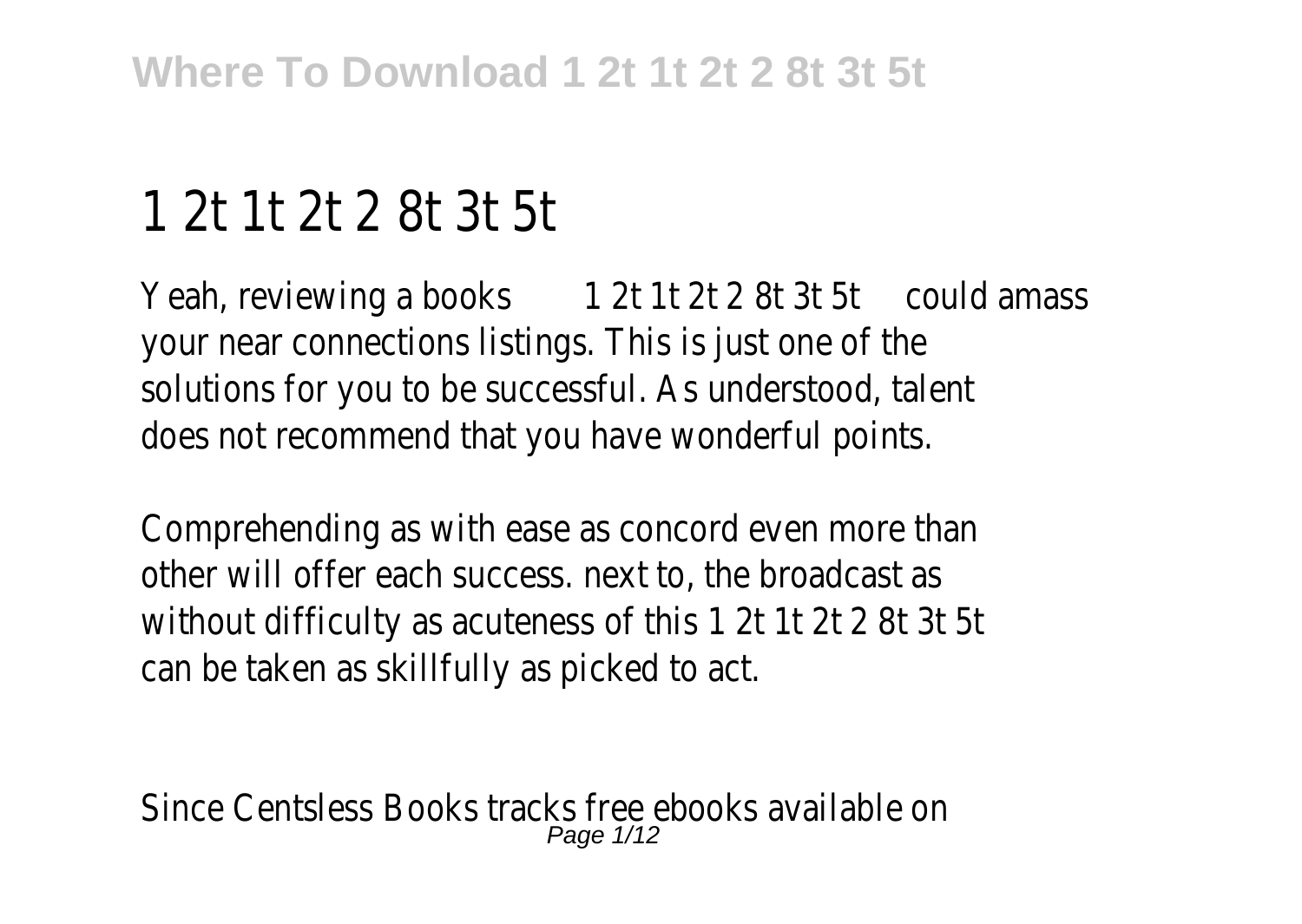# 1 2t 1t 2t 2 8t 3t 5t

Yeah, reviewing a books 1 2t 1t 2t 2 8t 3t 5t could amass your near connections listings. This is just one of the solutions for you to be successful. As understood, talent does not recommend that you have wonderful points.

Comprehending as with ease as concord even more than other will offer each success. next to, the broadcast as without difficulty as acuteness of this 1 2t 1t 2t 2 8t 3t 5t can be taken as skillfully as picked to act.

Since Centsless Books tracks free ebooks available on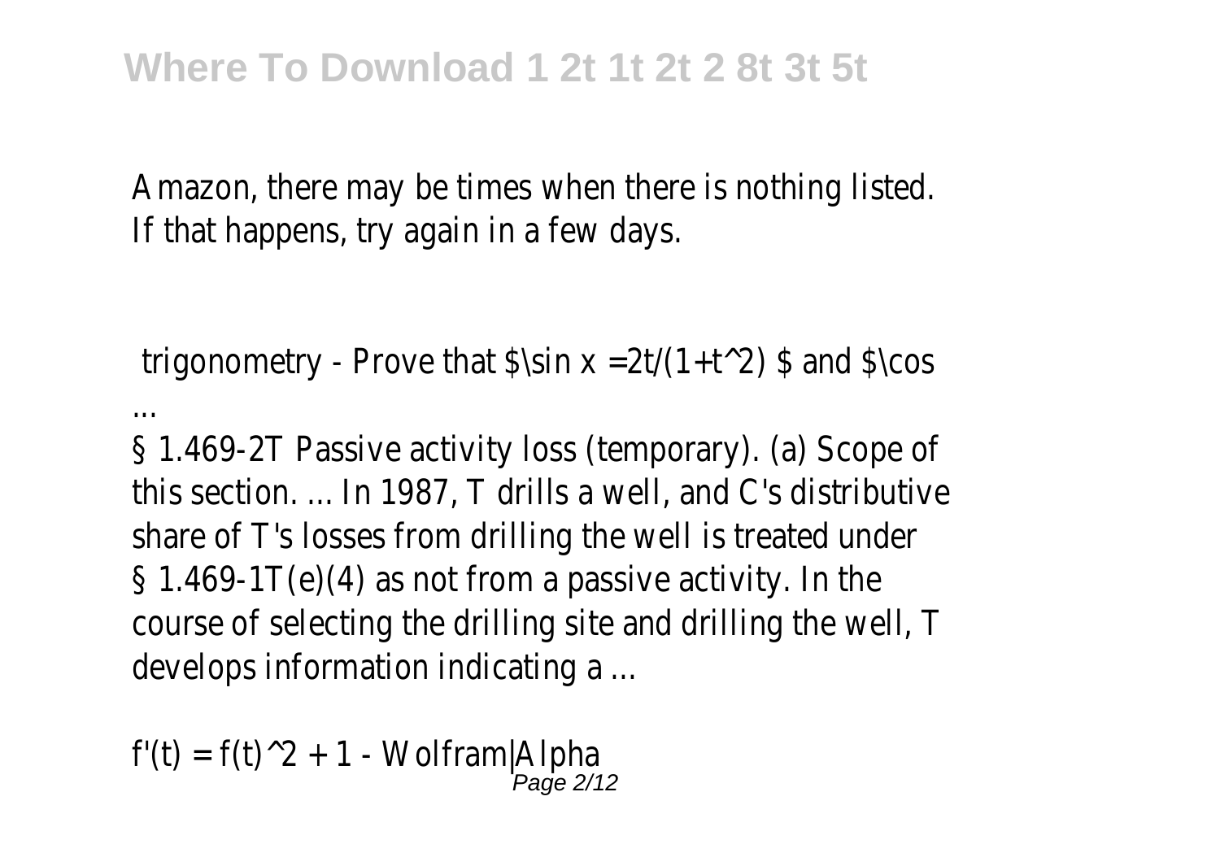Amazon, there may be times when there is nothing listed. If that happens, try again in a few days.

trigonometry - Prove that $\sin x =2t/(1+t^2) $ and $\cos ...

§ 1.469-2T Passive activity loss (temporary). (a) Scope of this section. ... In 1987, T drills a well, and C's distributive share of T's losses from drilling the well is treated under § 1.469-1T(e)(4) as not from a passive activity. In the course of selecting the drilling site and drilling the well, T develops information indicating a ...

f'(t) = f(t)^2 + 1 - Wolfram|Alpha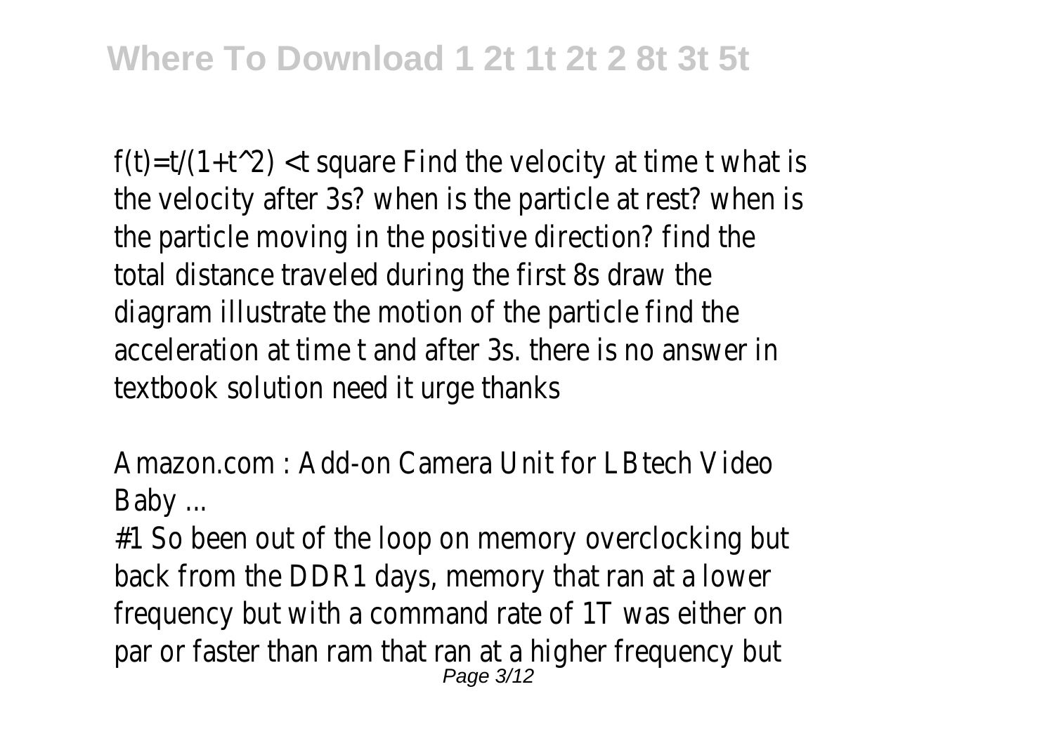$f(t)=t/(1+t^2)$ <t square Find the velocity at time t what is the velocity after 3s? when is the particle at rest? when is the particle moving in the positive direction? find the total distance traveled during the first 8s draw the diagram illustrate the motion of the particle find the acceleration at time t and after 3s. there is no answer in textbook solution need it urge thanks

Amazon.com : Add-on Camera Unit for LBtech Video Baby ...

#1 So been out of the loop on memory overclocking but back from the DDR1 days, memory that ran at a lower frequency but with a command rate of 1T was either on par or faster than ram that ran at a higher frequency but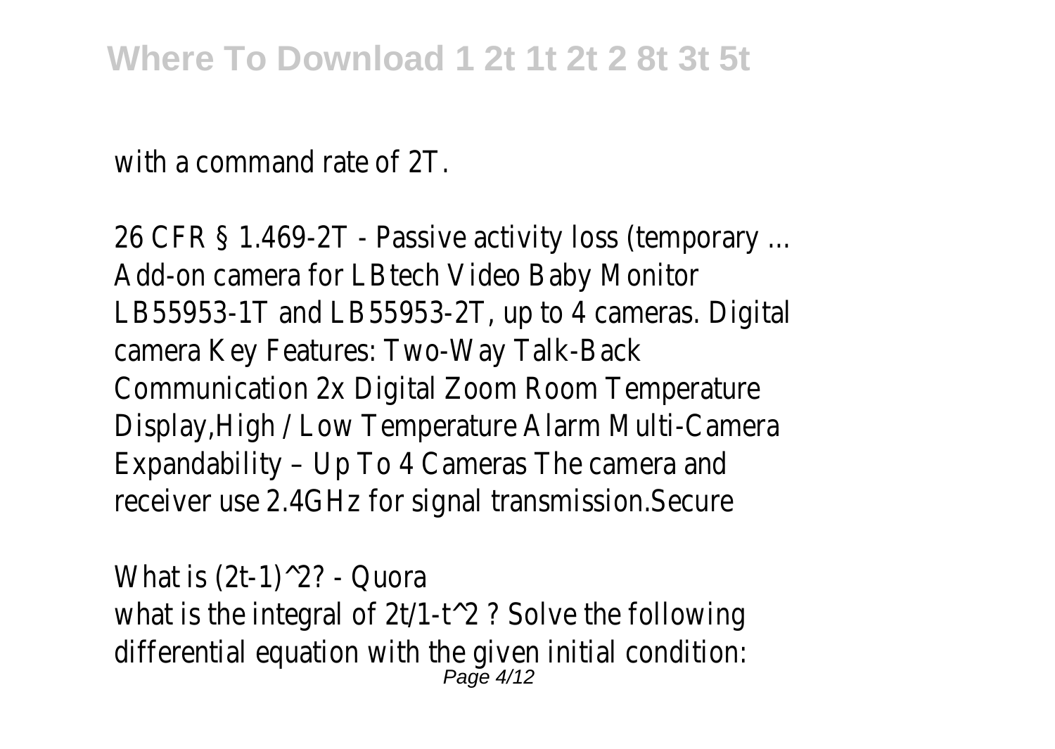with a command rate of 2T.

26 CFR § 1.469-2T - Passive activity loss (temporary ...
Add-on camera for LBtech Video Baby Monitor LB55953-1T and LB55953-2T, up to 4 cameras. Digital camera Key Features: Two-Way Talk-Back Communication 2x Digital Zoom Room Temperature Display,High / Low Temperature Alarm Multi-Camera Expandability – Up To 4 Cameras The camera and receiver use 2.4GHz for signal transmission.Secure

What is $(2t-1)^2$? - Quora
what is the integral of $2t/1-t^2$ ? Solve the following differential equation with the given initial condition: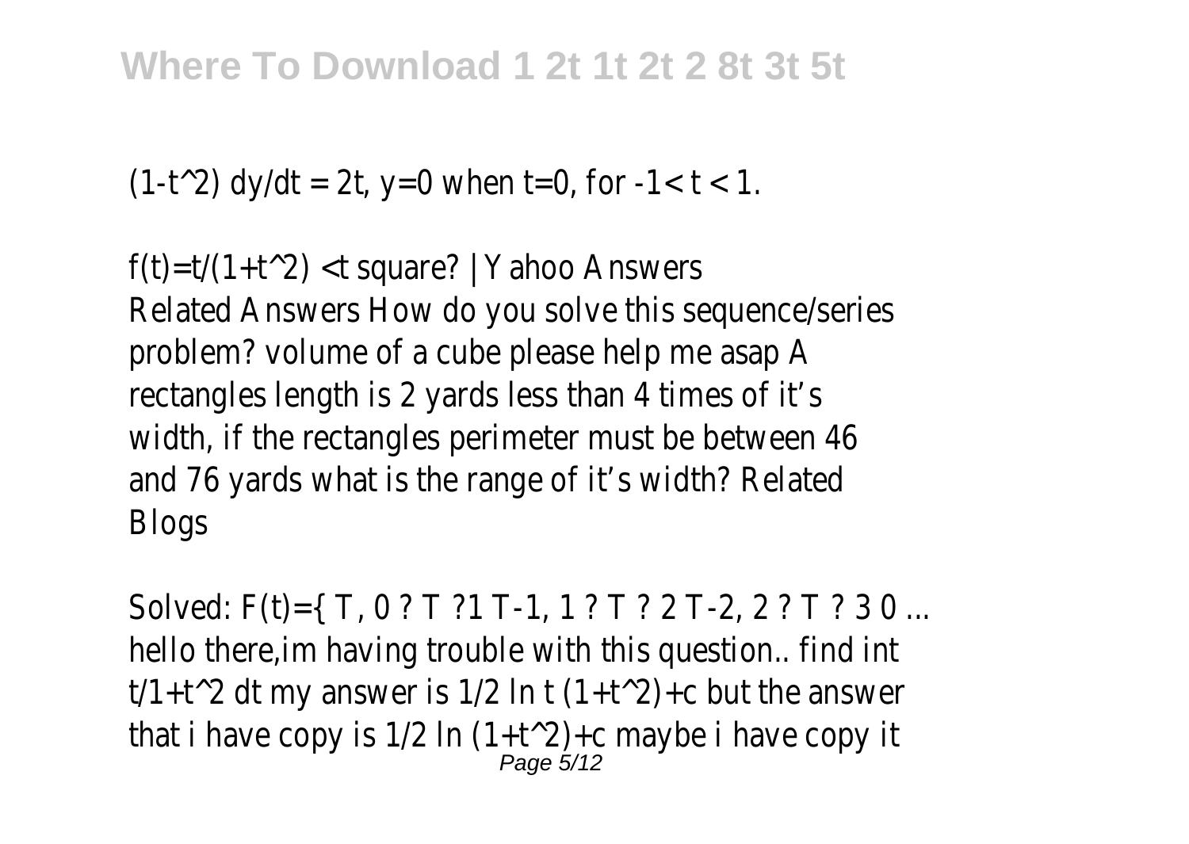$(1-t^2)\ dy/dt = 2t$, $y=0$ when $t=0$, for $-1< t < 1$.

$f(t)=t/(1+t^2)$ <t square? | Yahoo Answers

Related Answers How do you solve this sequence/series problem? volume of a cube please help me asap A rectangles length is 2 yards less than 4 times of it's width, if the rectangles perimeter must be between 46 and 76 yards what is the range of it's width? Related Blogs

Solved: F(t)={ T, 0 ? T ?1 T-1, 1 ? T ? 2 T-2, 2 ? T ? 3 0 ...

hello there,im having trouble with this question.. find int $t/1+t^2$ dt my answer is $1/2 \ln t (1+t^2)+c$ but the answer that i have copy is $1/2 \ln (1+t^2)+c$ maybe i have copy it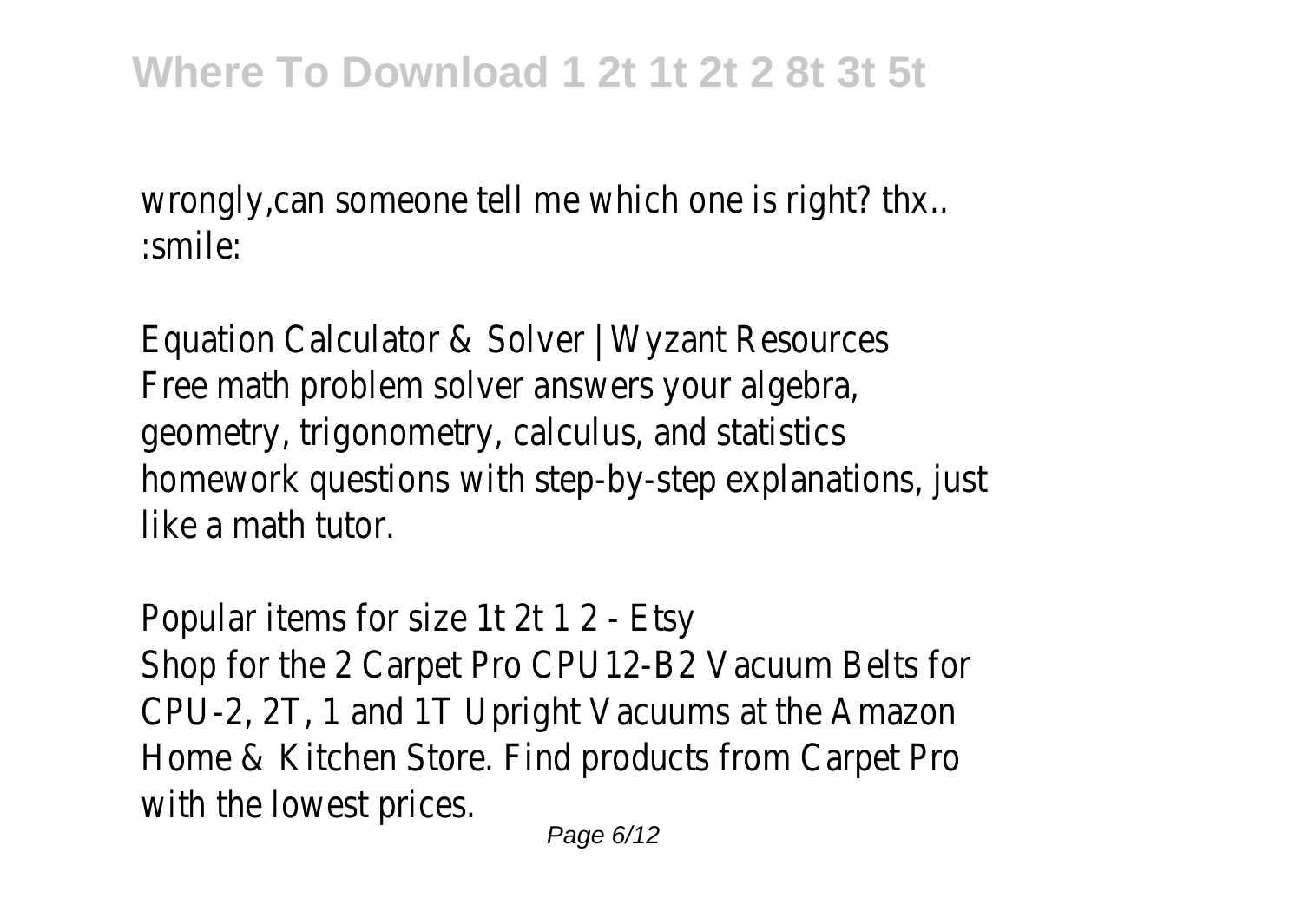wrongly,can someone tell me which one is right? thx.. :smile:

Equation Calculator & Solver | Wyzant Resources
Free math problem solver answers your algebra, geometry, trigonometry, calculus, and statistics homework questions with step-by-step explanations, just like a math tutor.

Popular items for size 1t 2t 1 2 - Etsy
Shop for the 2 Carpet Pro CPU12-B2 Vacuum Belts for CPU-2, 2T, 1 and 1T Upright Vacuums at the Amazon Home & Kitchen Store. Find products from Carpet Pro with the lowest prices.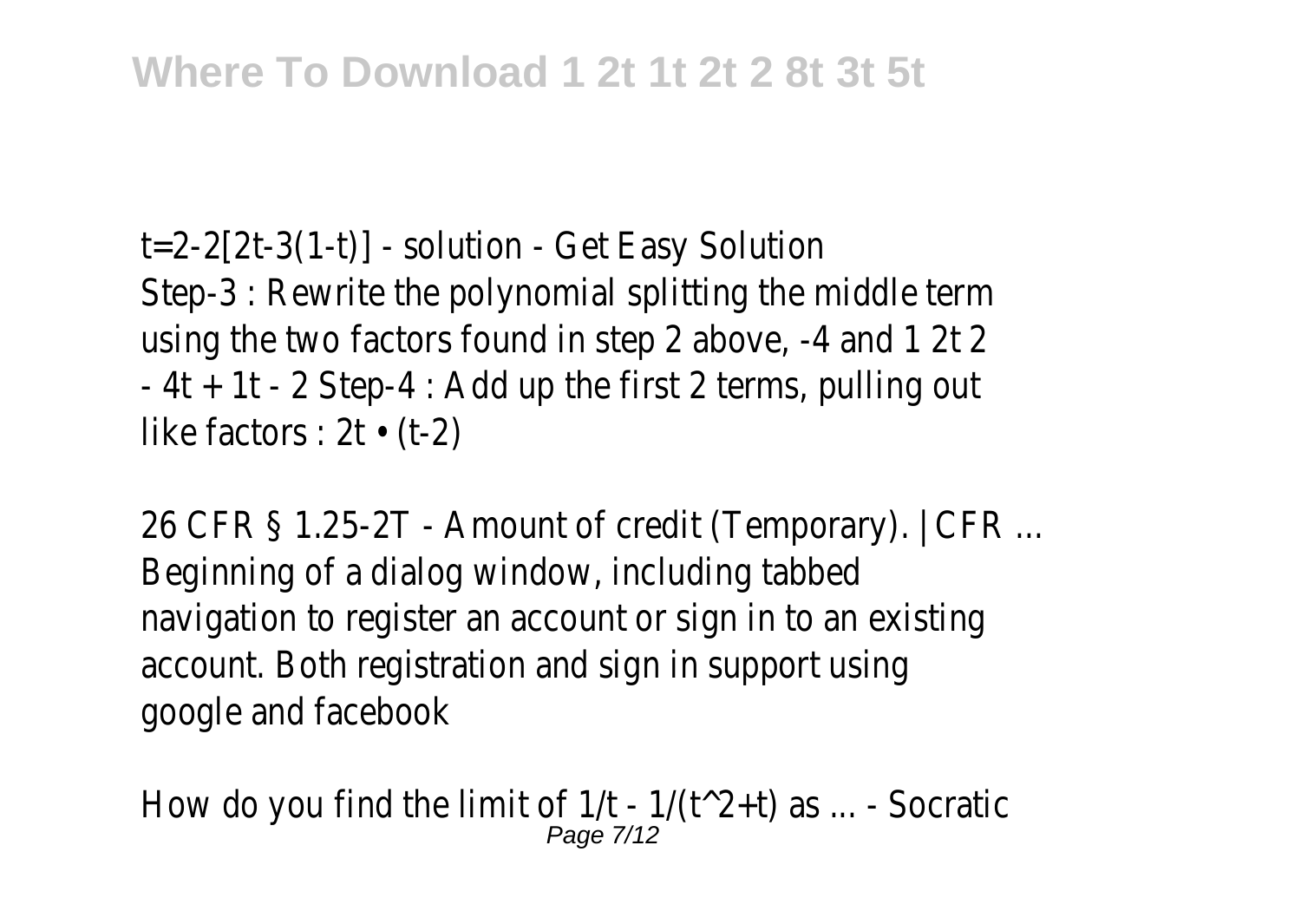$t=2-2[2t-3(1-t)]$ - solution - Get Easy Solution
Step-3 : Rewrite the polynomial splitting the middle term using the two factors found in step 2 above, -4 and 1 $2t^2 - 4t + 1t - 2$ Step-4 : Add up the first 2 terms, pulling out like factors : $2t \cdot (t-2)$

26 CFR § 1.25-2T - Amount of credit (Temporary). | CFR ...
Beginning of a dialog window, including tabbed navigation to register an account or sign in to an existing account. Both registration and sign in support using google and facebook

How do you find the limit of $1/t - 1/(t^2+t)$ as ... - Socratic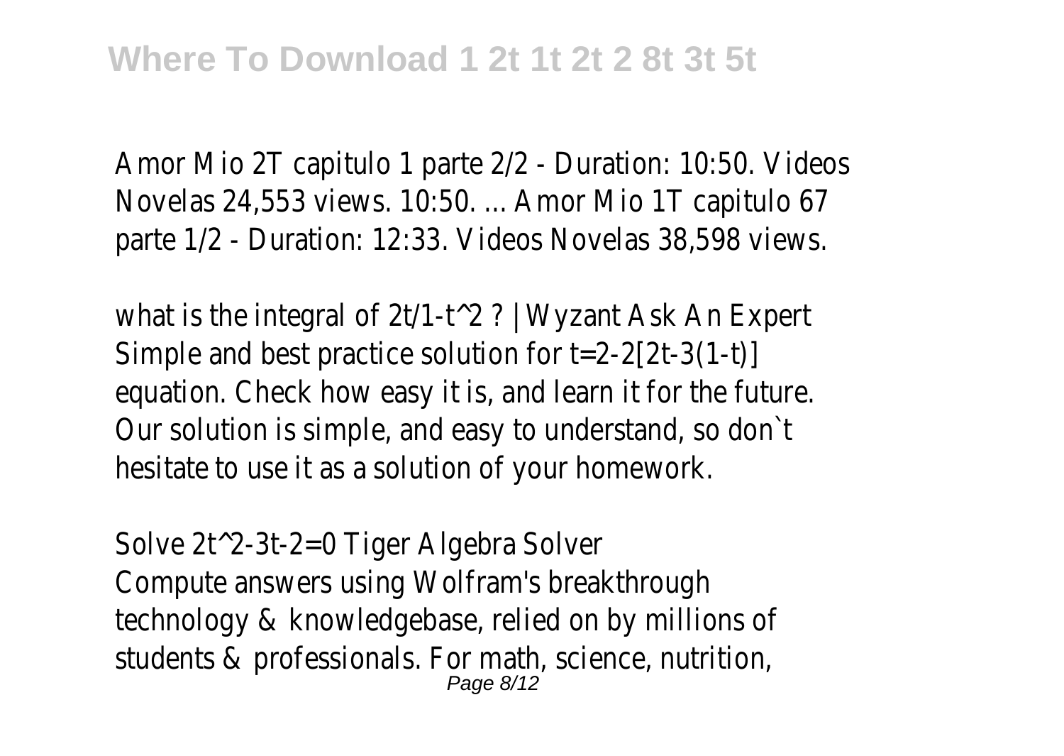Amor Mio 2T capitulo 1 parte 2/2 - Duration: 10:50. Videos Novelas 24,553 views. 10:50. ... Amor Mio 1T capitulo 67 parte 1/2 - Duration: 12:33. Videos Novelas 38,598 views.

what is the integral of 2t/1-t^2 ? | Wyzant Ask An Expert
Simple and best practice solution for t=2-2[2t-3(1-t)] equation. Check how easy it is, and learn it for the future. Our solution is simple, and easy to understand, so don`t hesitate to use it as a solution of your homework.

Solve 2t^2-3t-2=0 Tiger Algebra Solver
Compute answers using Wolfram's breakthrough technology & knowledgebase, relied on by millions of students & professionals. For math, science, nutrition,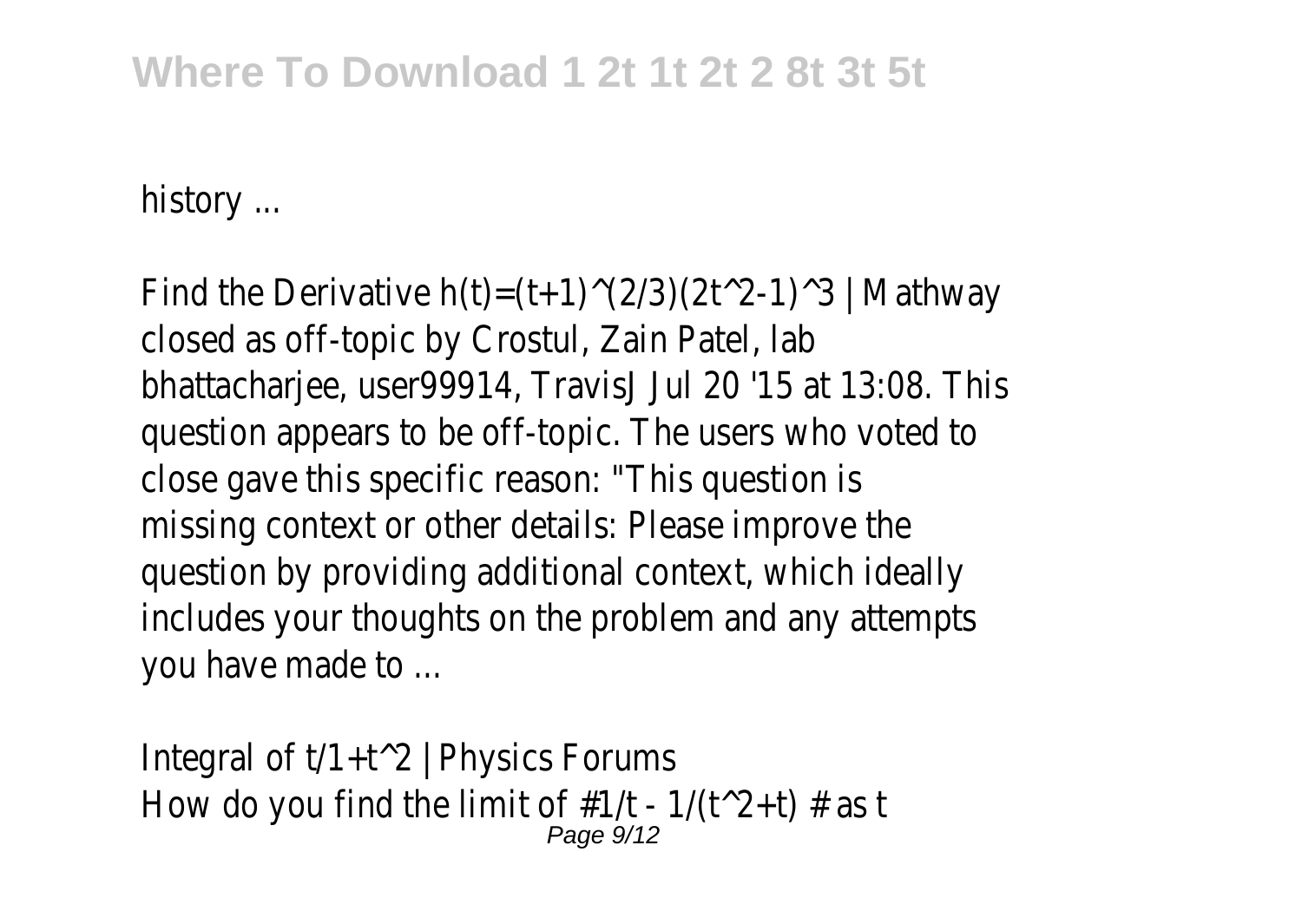history ...

Find the Derivative $h(t)=(t+1)^{(2/3)}(2t^2-1)^3$ | Mathway
closed as off-topic by Crostul, Zain Patel, lab bhattacharjee, user99914, TravisJ Jul 20 '15 at 13:08. This question appears to be off-topic. The users who voted to close gave this specific reason: "This question is missing context or other details: Please improve the question by providing additional context, which ideally includes your thoughts on the problem and any attempts you have made to ...

Integral of $t/1+t^2$ | Physics Forums
How do you find the limit of $1/t - 1/(t^2+t)$ as t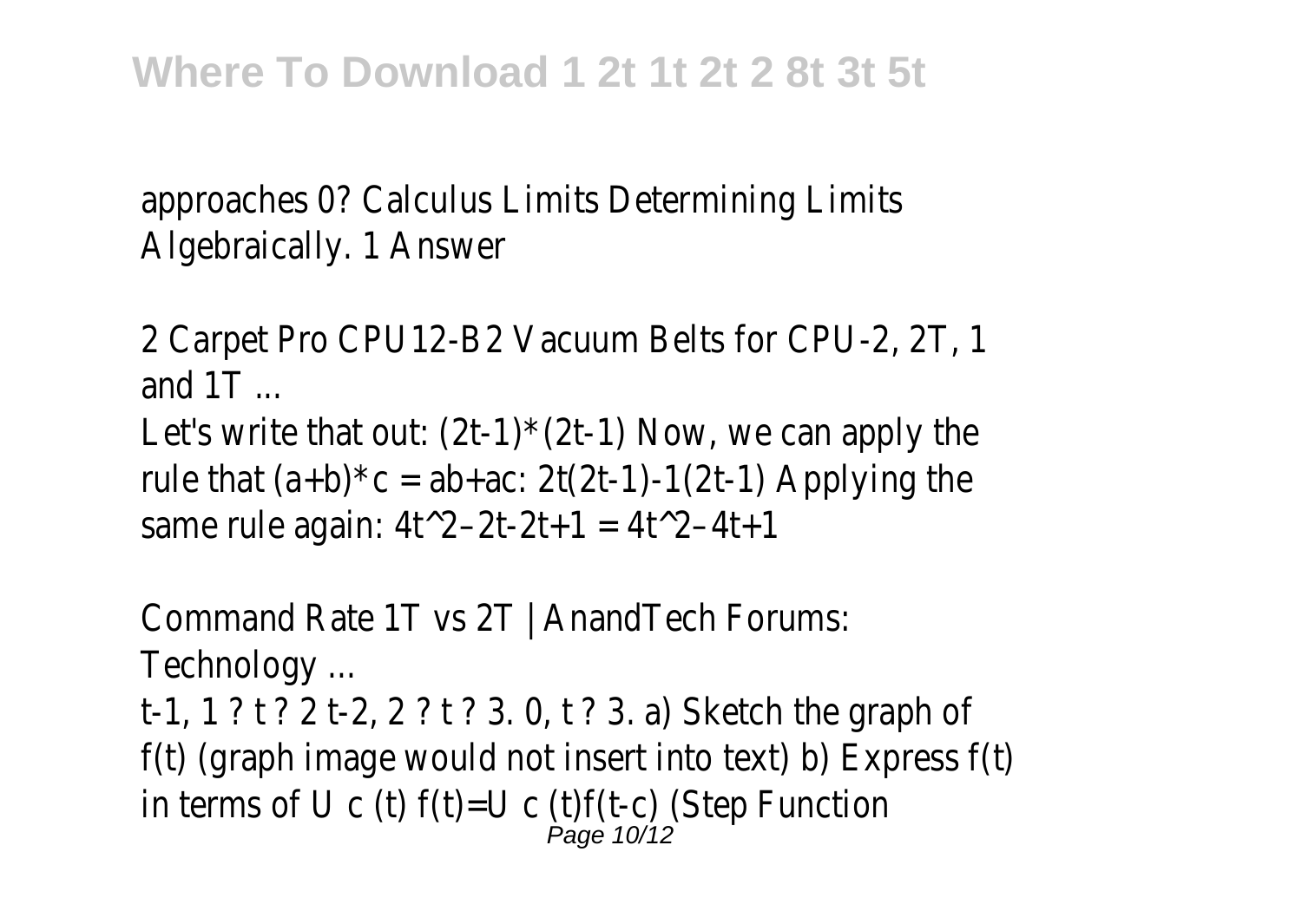approaches 0? Calculus Limits Determining Limits Algebraically. 1 Answer

2 Carpet Pro CPU12-B2 Vacuum Belts for CPU-2, 2T, 1 and 1T ...

Let's write that out: $(2t-1)*(2t-1)$ Now, we can apply the rule that $(a+b)*c = ab+ac$: $2t(2t-1)-1(2t-1)$ Applying the same rule again: $4t^2–2t-2t+1 = 4t^2–4t+1$

Command Rate 1T vs 2T | AnandTech Forums: Technology ...

t-1, 1 ? t ? 2 t-2, 2 ? t ? 3. 0, t ? 3. a) Sketch the graph of f(t) (graph image would not insert into text) b) Express f(t) in terms of U c (t) f(t)=U c (t)f(t-c) (Step Function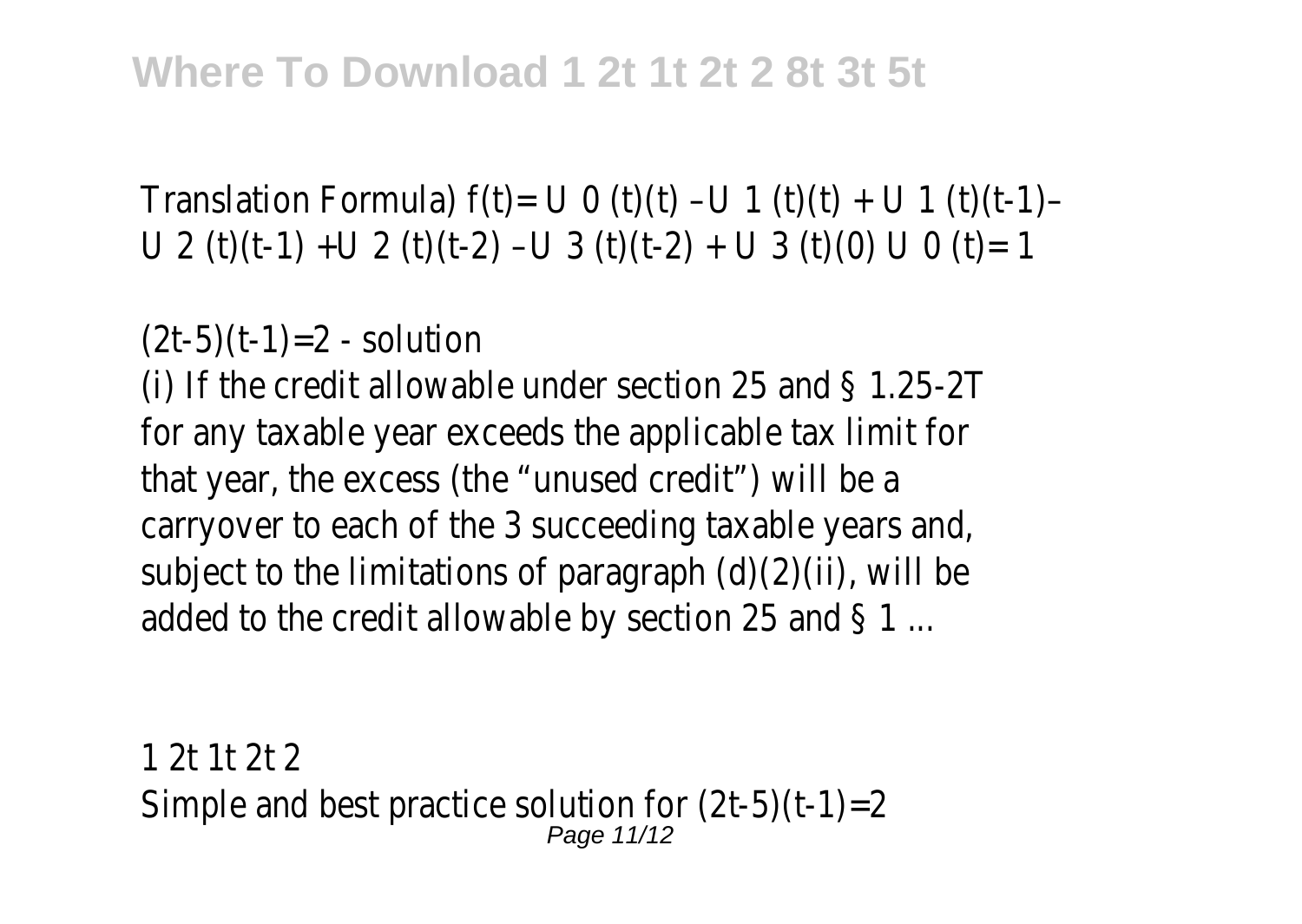Translation Formula) $f(t)= U_0(t)(t) – U_1(t)(t) + U_1(t)(t-1) – U_2(t)(t-1) + U_2(t)(t-2) – U_3(t)(t-2) + U_3(t)(0)$ $U_0(t)= 1$

$(2t-5)(t-1)=2$ - solution

(i) If the credit allowable under section 25 and § 1.25-2T for any taxable year exceeds the applicable tax limit for that year, the excess (the “unused credit”) will be a carryover to each of the 3 succeeding taxable years and, subject to the limitations of paragraph (d)(2)(ii), will be added to the credit allowable by section 25 and § 1 ...

## 1 2t 1t 2t 2

Simple and best practice solution for $(2t-5)(t-1)=2$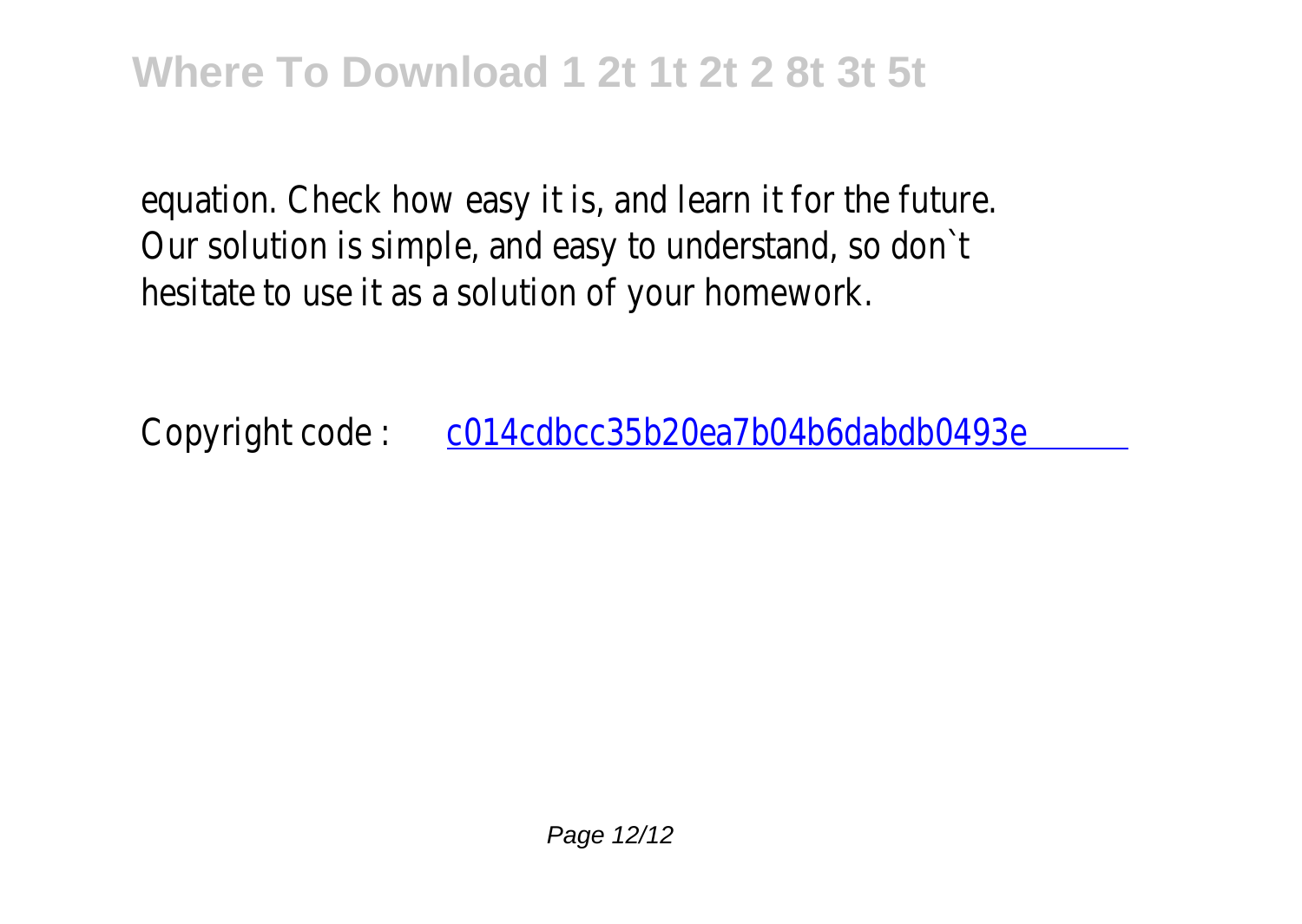equation. Check how easy it is, and learn it for the future. Our solution is simple, and easy to understand, so don`t hesitate to use it as a solution of your homework.

Copyright code : c014cdbcc35b20ea7b04b6dabdb0493e